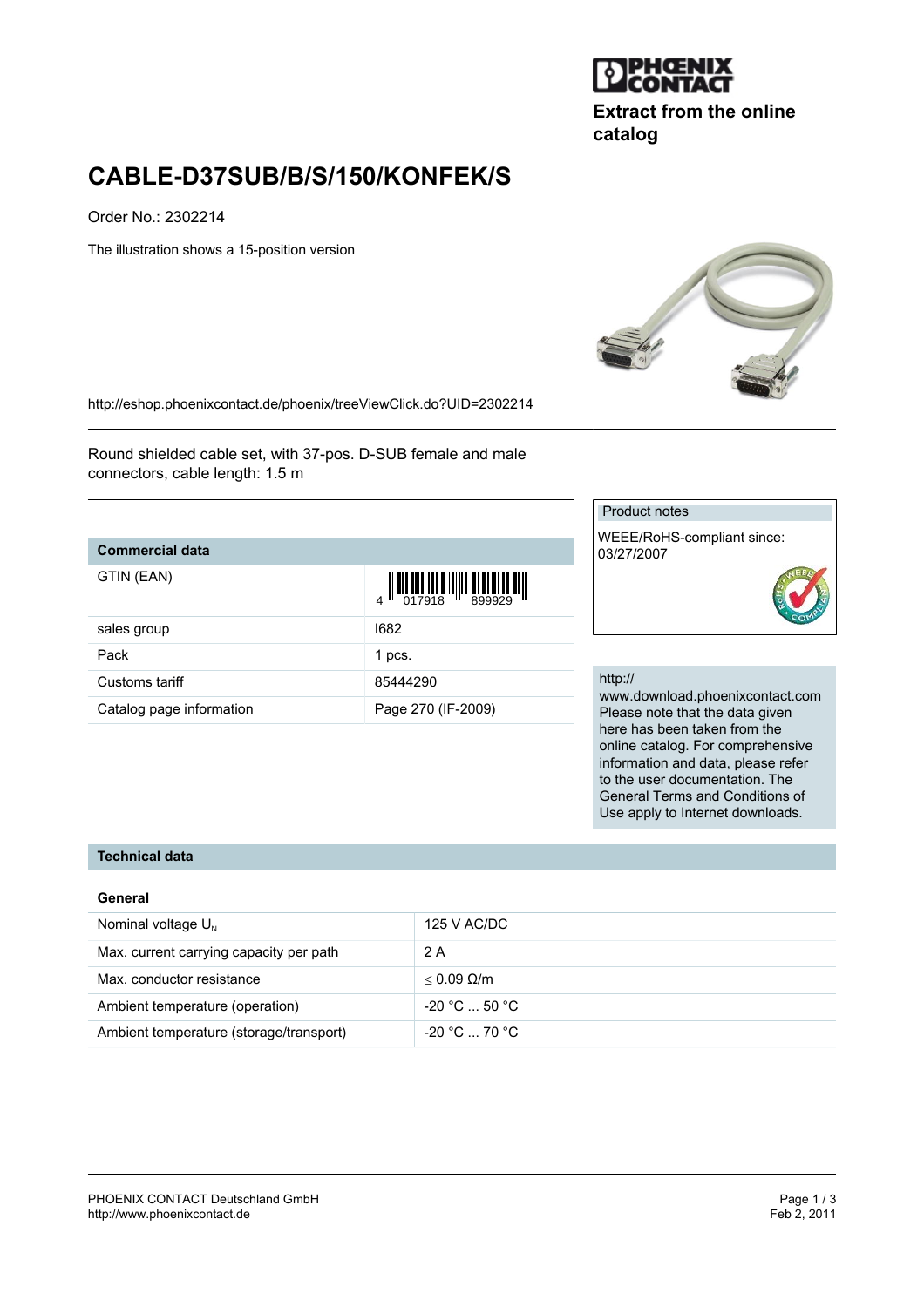Extract from the online catalog

# CABLE-D37SUB/B/S/150/KONFEK/S

Order No.: 2302214

The illustration shows a 15-position version

http://eshop.phoenixcontact.de/phoenix/treeViewClick.do?UID=2302214

Round shielded cable set, with 37-pos. D-SUB female and male connectors, cable length: 1.5 m

| Commercial data | |
|---|---|
| GTIN (EAN) | 4 017918 899929 |
| sales group | I682 |
| Pack | 1 pcs. |
| Customs tariff | 85444290 |
| Catalog page information | Page 270 (IF-2009) |

Product notes

WEEE/RoHS-compliant since: 03/27/2007

http://www.download.phoenixcontact.com Please note that the data given here has been taken from the online catalog. For comprehensive information and data, please refer to the user documentation. The General Terms and Conditions of Use apply to Internet downloads.

## Technical data

### General

| | |
|---|---|
| Nominal voltage $U_N$ | 125 V AC/DC |
| Max. current carrying capacity per path | 2 A |
| Max. conductor resistance | $\leq$ 0.09 Ω/m |
| Ambient temperature (operation) | -20 °C ... 50 °C |
| Ambient temperature (storage/transport) | -20 °C ... 70 °C |

PHOENIX CONTACT Deutschland GmbH
http://www.phoenixcontact.de

Feb 2, 2011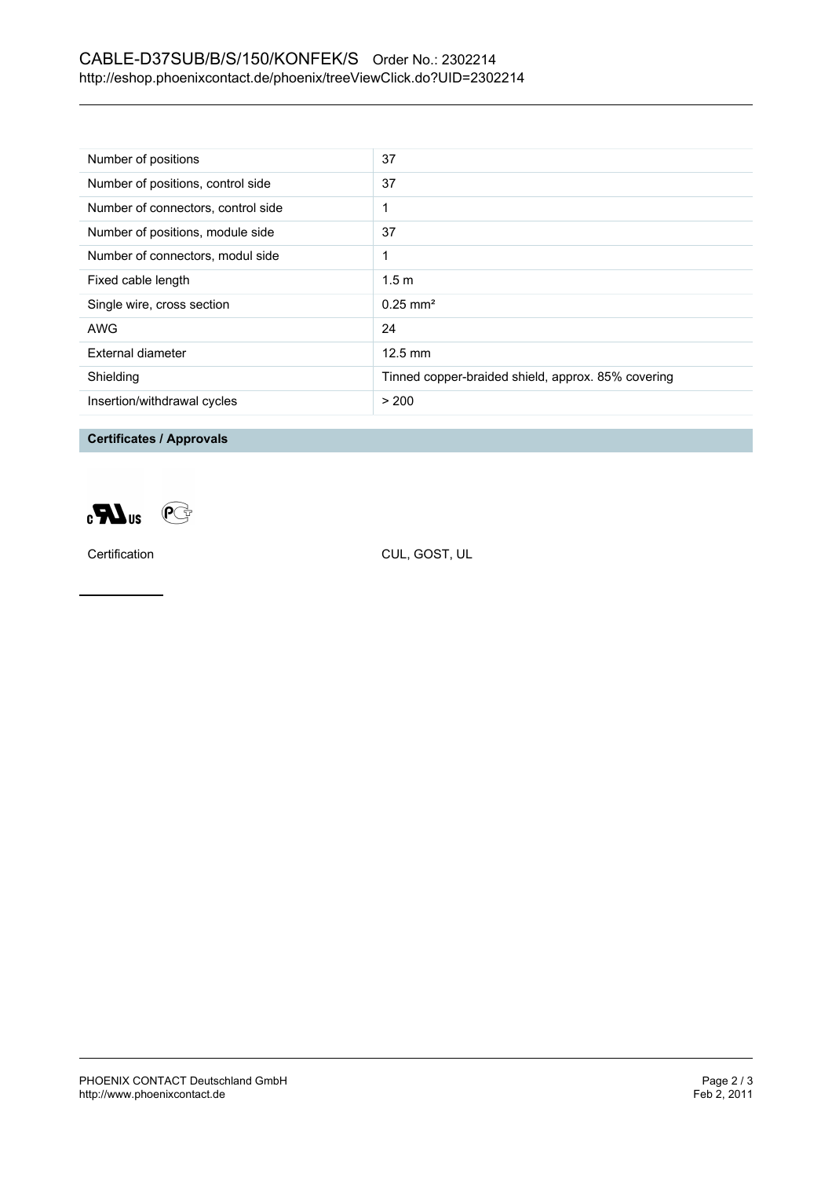| Number of positions | 37 |
|---|---|
| Number of positions, control side | 37 |
| Number of connectors, control side | 1 |
| Number of positions, module side | 37 |
| Number of connectors, modul side | 1 |
| Fixed cable length | 1.5 m |
| Single wire, cross section | 0.25 mm² |
| AWG | 24 |
| External diameter | 12.5 mm |
| Shielding | Tinned copper-braided shield, approx. 85% covering |
| Insertion/withdrawal cycles | > 200 |

**Certificates / Approvals**

Certification CUL, GOST, UL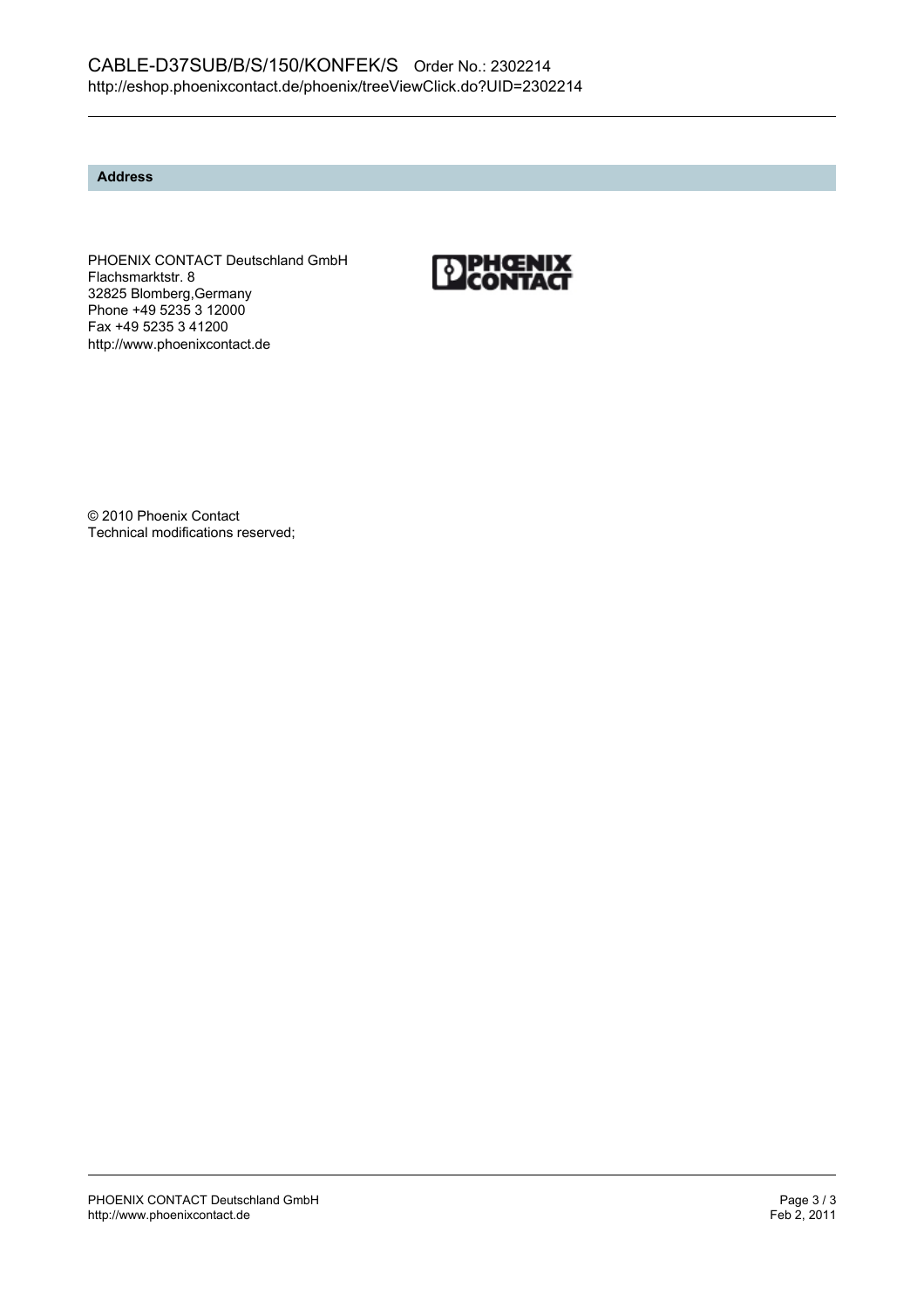## Address

PHOENIX CONTACT Deutschland GmbH
Flachsmarktstr. 8
32825 Blomberg,Germany
Phone +49 5235 3 12000
Fax +49 5235 3 41200
http://www.phoenixcontact.de

© 2010 Phoenix Contact
Technical modifications reserved;